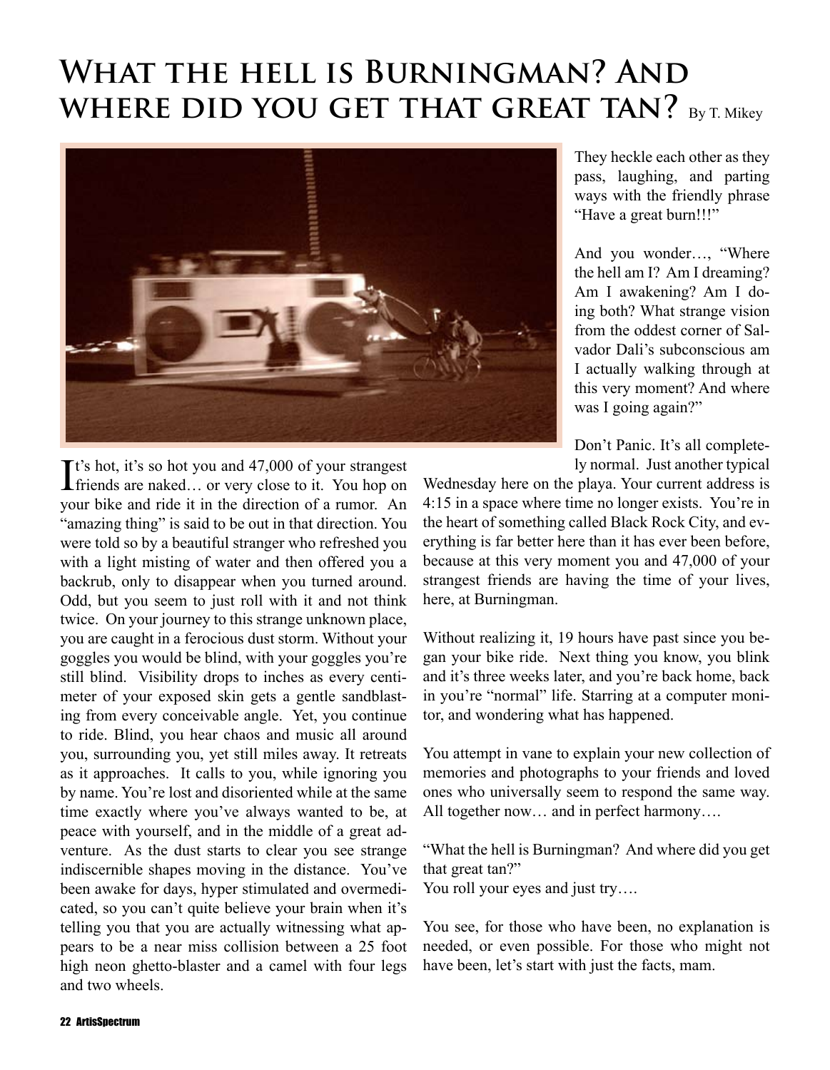# What the hell is Burningman? And where did you get that great tan? By T. Mikey

It's hot, it's so hot you and 47,000 of your strangest friends are naked… or very close to it. You hop on your bike and ride it in the direction of a rumor. An "amazing thing" is said to be out in that direction. You were told so by a beautiful stranger who refreshed you with a light misting of water and then offered you a backrub, only to disappear when you turned around. Odd, but you seem to just roll with it and not think twice. On your journey to this strange unknown place, you are caught in a ferocious dust storm. Without your goggles you would be blind, with your goggles you're still blind. Visibility drops to inches as every centimeter of your exposed skin gets a gentle sandblasting from every conceivable angle. Yet, you continue to ride. Blind, you hear chaos and music all around you, surrounding you, yet still miles away. It retreats as it approaches. It calls to you, while ignoring you by name. You're lost and disoriented while at the same time exactly where you've always wanted to be, at peace with yourself, and in the middle of a great adventure. As the dust starts to clear you see strange indiscernible shapes moving in the distance. You've been awake for days, hyper stimulated and overmedicated, so you can't quite believe your brain when it's telling you that you are actually witnessing what appears to be a near miss collision between a 25 foot high neon ghetto-blaster and a camel with four legs and two wheels.

They heckle each other as they pass, laughing, and parting ways with the friendly phrase "Have a great burn!!!"

And you wonder…, "Where the hell am I? Am I dreaming? Am I awakening? Am I doing both? What strange vision from the oddest corner of Salvador Dali's subconscious am I actually walking through at this very moment? And where was I going again?"

Don't Panic. It's all completely normal. Just another typical Wednesday here on the playa. Your current address is 4:15 in a space where time no longer exists. You're in the heart of something called Black Rock City, and everything is far better here than it has ever been before, because at this very moment you and 47,000 of your strangest friends are having the time of your lives, here, at Burningman.

Without realizing it, 19 hours have past since you began your bike ride. Next thing you know, you blink and it's three weeks later, and you're back home, back in you're "normal" life. Starring at a computer monitor, and wondering what has happened.

You attempt in vane to explain your new collection of memories and photographs to your friends and loved ones who universally seem to respond the same way. All together now… and in perfect harmony….

"What the hell is Burningman? And where did you get that great tan?"
You roll your eyes and just try….

You see, for those who have been, no explanation is needed, or even possible. For those who might not have been, let's start with just the facts, mam.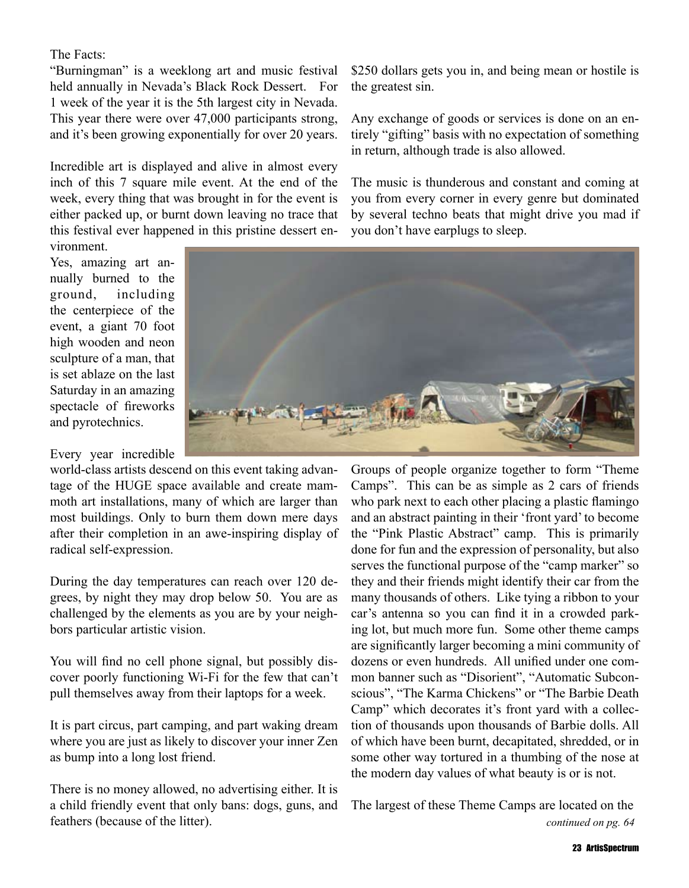The Facts:

"Burningman" is a weeklong art and music festival held annually in Nevada's Black Rock Dessert. For 1 week of the year it is the 5th largest city in Nevada. This year there were over 47,000 participants strong, and it's been growing exponentially for over 20 years.

Incredible art is displayed and alive in almost every inch of this 7 square mile event. At the end of the week, every thing that was brought in for the event is either packed up, or burnt down leaving no trace that this festival ever happened in this pristine dessert environment.

Yes, amazing art annually burned to the ground, including the centerpiece of the event, a giant 70 foot high wooden and neon sculpture of a man, that is set ablaze on the last Saturday in an amazing spectacle of fireworks and pyrotechnics.

Every year incredible world-class artists descend on this event taking advantage of the HUGE space available and create mammoth art installations, many of which are larger than most buildings. Only to burn them down mere days after their completion in an awe-inspiring display of radical self-expression.

During the day temperatures can reach over 120 degrees, by night they may drop below 50. You are as challenged by the elements as you are by your neighbors particular artistic vision.

You will find no cell phone signal, but possibly discover poorly functioning Wi-Fi for the few that can't pull themselves away from their laptops for a week.

It is part circus, part camping, and part waking dream where you are just as likely to discover your inner Zen as bump into a long lost friend.

There is no money allowed, no advertising either. It is a child friendly event that only bans: dogs, guns, and feathers (because of the litter).

$250 dollars gets you in, and being mean or hostile is the greatest sin.

Any exchange of goods or services is done on an entirely "gifting" basis with no expectation of something in return, although trade is also allowed.

The music is thunderous and constant and coming at you from every corner in every genre but dominated by several techno beats that might drive you mad if you don't have earplugs to sleep.

Groups of people organize together to form "Theme Camps". This can be as simple as 2 cars of friends who park next to each other placing a plastic flamingo and an abstract painting in their 'front yard' to become the "Pink Plastic Abstract" camp. This is primarily done for fun and the expression of personality, but also serves the functional purpose of the "camp marker" so they and their friends might identify their car from the many thousands of others. Like tying a ribbon to your car's antenna so you can find it in a crowded parking lot, but much more fun. Some other theme camps are significantly larger becoming a mini community of dozens or even hundreds. All unified under one common banner such as "Disorient", "Automatic Subconscious", "The Karma Chickens" or "The Barbie Death Camp" which decorates it's front yard with a collection of thousands upon thousands of Barbie dolls. All of which have been burnt, decapitated, shredded, or in some other way tortured in a thumbing of the nose at the modern day values of what beauty is or is not.

The largest of these Theme Camps are located on the

*continued on pg. 64*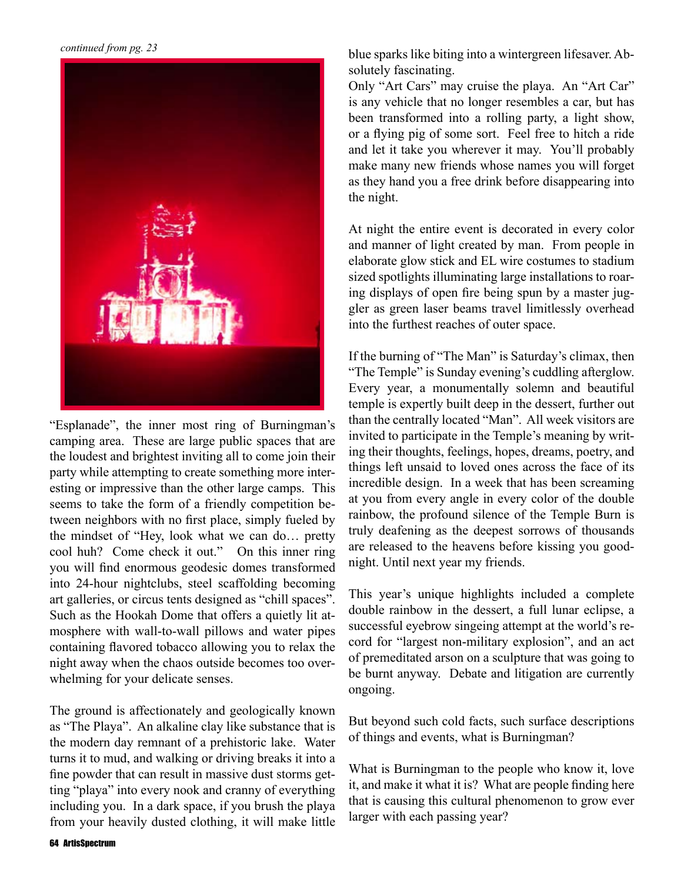*continued from pg. 23*

"Esplanade", the inner most ring of Burningman's camping area. These are large public spaces that are the loudest and brightest inviting all to come join their party while attempting to create something more interesting or impressive than the other large camps. This seems to take the form of a friendly competition between neighbors with no first place, simply fueled by the mindset of "Hey, look what we can do… pretty cool huh? Come check it out." On this inner ring you will find enormous geodesic domes transformed into 24-hour nightclubs, steel scaffolding becoming art galleries, or circus tents designed as "chill spaces". Such as the Hookah Dome that offers a quietly lit atmosphere with wall-to-wall pillows and water pipes containing flavored tobacco allowing you to relax the night away when the chaos outside becomes too overwhelming for your delicate senses.

The ground is affectionately and geologically known as "The Playa". An alkaline clay like substance that is the modern day remnant of a prehistoric lake. Water turns it to mud, and walking or driving breaks it into a fine powder that can result in massive dust storms getting "playa" into every nook and cranny of everything including you. In a dark space, if you brush the playa from your heavily dusted clothing, it will make little blue sparks like biting into a wintergreen lifesaver. Absolutely fascinating.

Only "Art Cars" may cruise the playa. An "Art Car" is any vehicle that no longer resembles a car, but has been transformed into a rolling party, a light show, or a flying pig of some sort. Feel free to hitch a ride and let it take you wherever it may. You'll probably make many new friends whose names you will forget as they hand you a free drink before disappearing into the night.

At night the entire event is decorated in every color and manner of light created by man. From people in elaborate glow stick and EL wire costumes to stadium sized spotlights illuminating large installations to roaring displays of open fire being spun by a master juggler as green laser beams travel limitlessly overhead into the furthest reaches of outer space.

If the burning of "The Man" is Saturday's climax, then "The Temple" is Sunday evening's cuddling afterglow. Every year, a monumentally solemn and beautiful temple is expertly built deep in the dessert, further out than the centrally located "Man". All week visitors are invited to participate in the Temple's meaning by writing their thoughts, feelings, hopes, dreams, poetry, and things left unsaid to loved ones across the face of its incredible design. In a week that has been screaming at you from every angle in every color of the double rainbow, the profound silence of the Temple Burn is truly deafening as the deepest sorrows of thousands are released to the heavens before kissing you goodnight. Until next year my friends.

This year's unique highlights included a complete double rainbow in the dessert, a full lunar eclipse, a successful eyebrow singeing attempt at the world's record for "largest non-military explosion", and an act of premeditated arson on a sculpture that was going to be burnt anyway. Debate and litigation are currently ongoing.

But beyond such cold facts, such surface descriptions of things and events, what is Burningman?

What is Burningman to the people who know it, love it, and make it what it is? What are people finding here that is causing this cultural phenomenon to grow ever larger with each passing year?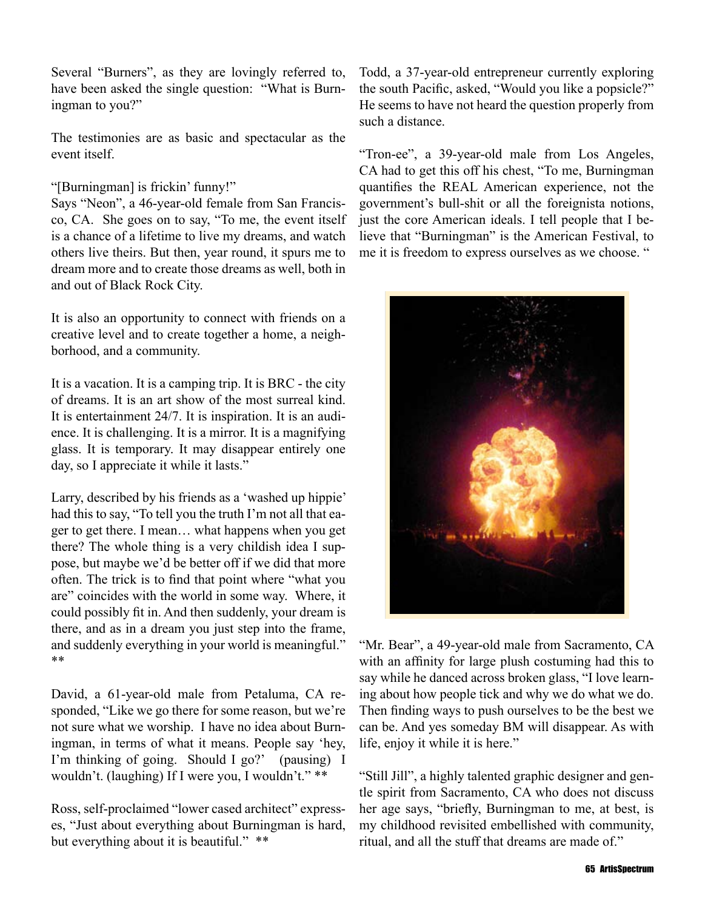Several "Burners", as they are lovingly referred to, have been asked the single question: "What is Burningman to you?"

The testimonies are as basic and spectacular as the event itself.

"[Burningman] is frickin' funny!"
Says "Neon", a 46-year-old female from San Francisco, CA. She goes on to say, "To me, the event itself is a chance of a lifetime to live my dreams, and watch others live theirs. But then, year round, it spurs me to dream more and to create those dreams as well, both in and out of Black Rock City.

It is also an opportunity to connect with friends on a creative level and to create together a home, a neighborhood, and a community.

It is a vacation. It is a camping trip. It is BRC - the city of dreams. It is an art show of the most surreal kind. It is entertainment 24/7. It is inspiration. It is an audience. It is challenging. It is a mirror. It is a magnifying glass. It is temporary. It may disappear entirely one day, so I appreciate it while it lasts."

Larry, described by his friends as a 'washed up hippie' had this to say, "To tell you the truth I'm not all that eager to get there. I mean… what happens when you get there? The whole thing is a very childish idea I suppose, but maybe we'd be better off if we did that more often. The trick is to find that point where "what you are" coincides with the world in some way. Where, it could possibly fit in. And then suddenly, your dream is there, and as in a dream you just step into the frame, and suddenly everything in your world is meaningful." **

David, a 61-year-old male from Petaluma, CA responded, "Like we go there for some reason, but we're not sure what we worship. I have no idea about Burningman, in terms of what it means. People say 'hey, I'm thinking of going. Should I go?' (pausing) I wouldn't. (laughing) If I were you, I wouldn't." **

Ross, self-proclaimed "lower cased architect" expresses, "Just about everything about Burningman is hard, but everything about it is beautiful." **

Todd, a 37-year-old entrepreneur currently exploring the south Pacific, asked, "Would you like a popsicle?" He seems to have not heard the question properly from such a distance.

"Tron-ee", a 39-year-old male from Los Angeles, CA had to get this off his chest, "To me, Burningman quantifies the REAL American experience, not the government's bull-shit or all the foreignista notions, just the core American ideals. I tell people that I believe that "Burningman" is the American Festival, to me it is freedom to express ourselves as we choose. "

"Mr. Bear", a 49-year-old male from Sacramento, CA with an affinity for large plush costuming had this to say while he danced across broken glass, "I love learning about how people tick and why we do what we do. Then finding ways to push ourselves to be the best we can be. And yes someday BM will disappear. As with life, enjoy it while it is here."

"Still Jill", a highly talented graphic designer and gentle spirit from Sacramento, CA who does not discuss her age says, "briefly, Burningman to me, at best, is my childhood revisited embellished with community, ritual, and all the stuff that dreams are made of."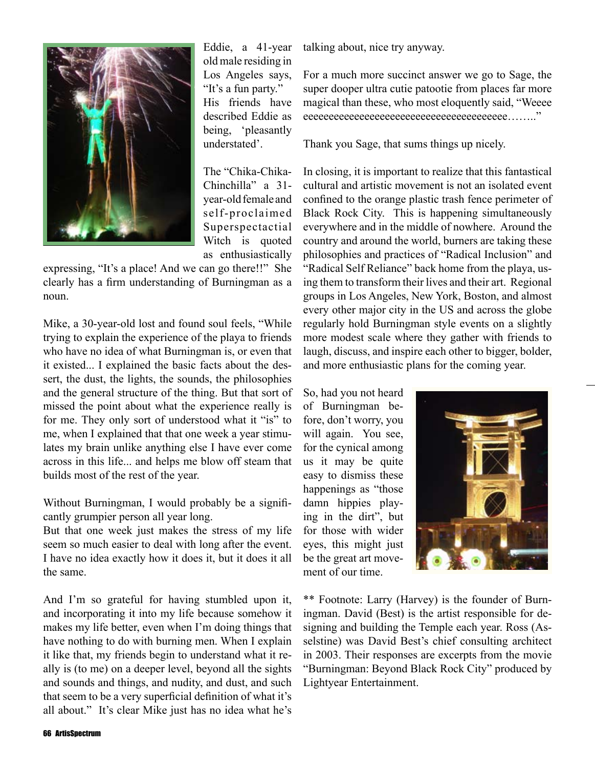Eddie, a 41-year old male residing in Los Angeles says, “It’s a fun party.” His friends have described Eddie as being, ‘pleasantly understated’.

The “Chika-Chika-Chinchilla” a 31-year-old female and self-proclaimed Superspectactial Witch is quoted as enthusiastically expressing, “It’s a place! And we can go there!!” She clearly has a firm understanding of Burningman as a noun.

Mike, a 30-year-old lost and found soul feels, “While trying to explain the experience of the playa to friends who have no idea of what Burningman is, or even that it existed... I explained the basic facts about the dessert, the dust, the lights, the sounds, the philosophies and the general structure of the thing. But that sort of missed the point about what the experience really is for me. They only sort of understood what it “is” to me, when I explained that that one week a year stimulates my brain unlike anything else I have ever come across in this life... and helps me blow off steam that builds most of the rest of the year.

Without Burningman, I would probably be a significantly grumpier person all year long.
But that one week just makes the stress of my life seem so much easier to deal with long after the event. I have no idea exactly how it does it, but it does it all the same.

And I’m so grateful for having stumbled upon it, and incorporating it into my life because somehow it makes my life better, even when I’m doing things that have nothing to do with burning men. When I explain it like that, my friends begin to understand what it really is (to me) on a deeper level, beyond all the sights and sounds and things, and nudity, and dust, and such that seem to be a very superficial definition of what it’s all about.” It’s clear Mike just has no idea what he’s talking about, nice try anyway.

For a much more succinct answer we go to Sage, the super dooper ultra cutie patootie from places far more magical than these, who most eloquently said, “Weeee eeeeeeeeeeeeeeeeeeeeeeeeeeeeeeeeeeeeeee……..”

Thank you Sage, that sums things up nicely.

In closing, it is important to realize that this fantastical cultural and artistic movement is not an isolated event confined to the orange plastic trash fence perimeter of Black Rock City. This is happening simultaneously everywhere and in the middle of nowhere. Around the country and around the world, burners are taking these philosophies and practices of “Radical Inclusion” and “Radical Self Reliance” back home from the playa, using them to transform their lives and their art. Regional groups in Los Angeles, New York, Boston, and almost every other major city in the US and across the globe regularly hold Burningman style events on a slightly more modest scale where they gather with friends to laugh, discuss, and inspire each other to bigger, bolder, and more enthusiastic plans for the coming year.

So, had you not heard of Burningman before, don’t worry, you will again. You see, for the cynical among us it may be quite easy to dismiss these happenings as “those damn hippies playing in the dirt”, but for those with wider eyes, this might just be the great art movement of our time.

** Footnote: Larry (Harvey) is the founder of Burningman. David (Best) is the artist responsible for designing and building the Temple each year. Ross (Asselstine) was David Best’s chief consulting architect in 2003. Their responses are excerpts from the movie “Burningman: Beyond Black Rock City” produced by Lightyear Entertainment.